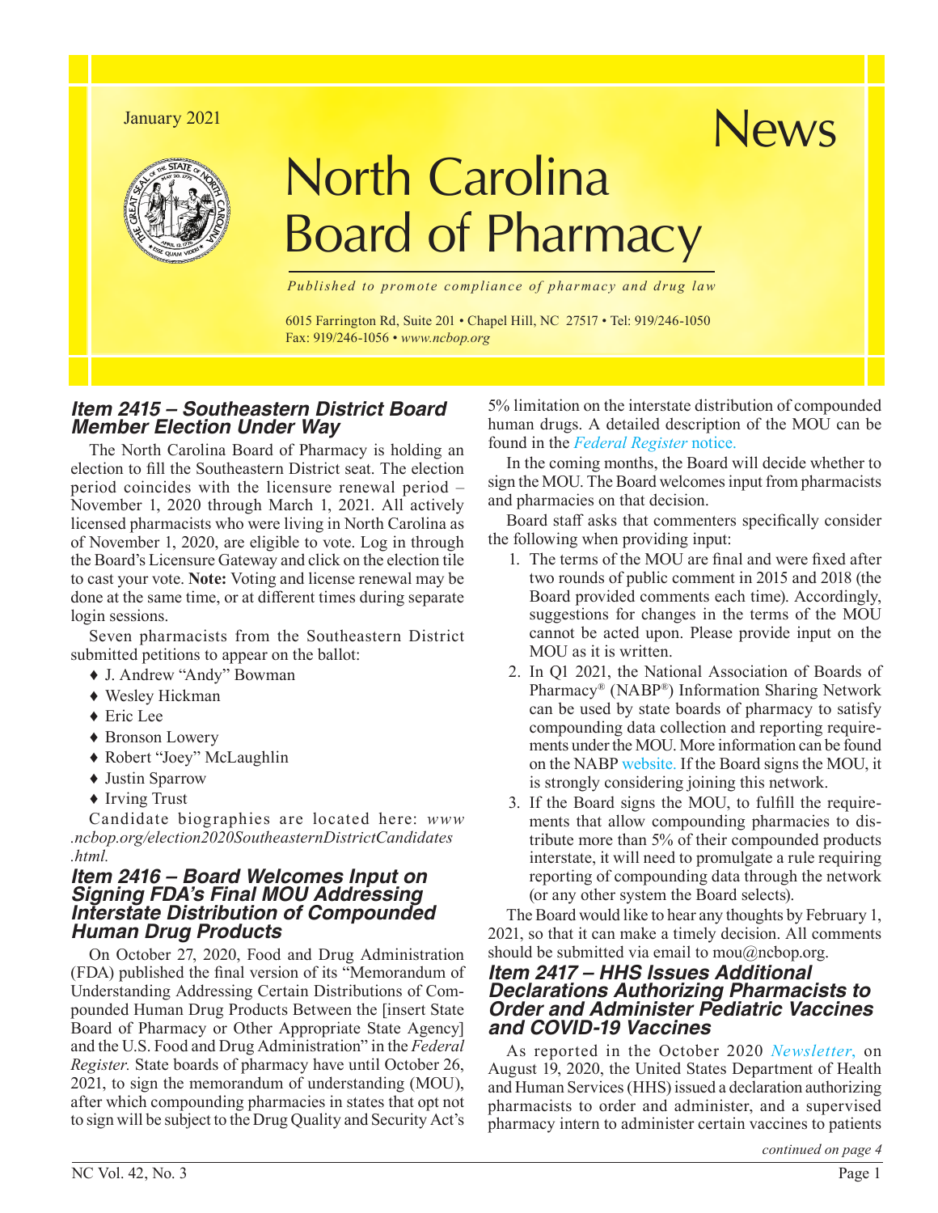January 2021

# North Carolina Board of Pharmacy News

*Published to promote compliance of pharmacy and drug law*

6015 Farrington Rd, Suite 201 • Chapel Hill, NC 27517 • Tel: 919/246-1050
Fax: 919/246-1056 • *www.ncbop.org*

## Item 2415 – Southeastern District Board Member Election Under Way

The North Carolina Board of Pharmacy is holding an election to fill the Southeastern District seat. The election period coincides with the licensure renewal period – November 1, 2020 through March 1, 2021. All actively licensed pharmacists who were living in North Carolina as of November 1, 2020, are eligible to vote. Log in through the Board's Licensure Gateway and click on the election tile to cast your vote. **Note:** Voting and license renewal may be done at the same time, or at different times during separate login sessions.

Seven pharmacists from the Southeastern District submitted petitions to appear on the ballot:

- J. Andrew "Andy" Bowman
- Wesley Hickman
- Eric Lee
- Bronson Lowery
- Robert "Joey" McLaughlin
- Justin Sparrow
- Irving Trust

Candidate biographies are located here: *www.ncbop.org/election2020SoutheasternDistrictCandidates.html.*

## Item 2416 – Board Welcomes Input on Signing FDA's Final MOU Addressing Interstate Distribution of Compounded Human Drug Products

On October 27, 2020, Food and Drug Administration (FDA) published the final version of its "Memorandum of Understanding Addressing Certain Distributions of Compounded Human Drug Products Between the [insert State Board of Pharmacy or Other Appropriate State Agency] and the U.S. Food and Drug Administration" in the *Federal Register.* State boards of pharmacy have until October 26, 2021, to sign the memorandum of understanding (MOU), after which compounding pharmacies in states that opt not to sign will be subject to the Drug Quality and Security Act's 5% limitation on the interstate distribution of compounded human drugs. A detailed description of the MOU can be found in the *Federal Register* notice.

In the coming months, the Board will decide whether to sign the MOU. The Board welcomes input from pharmacists and pharmacies on that decision.

Board staff asks that commenters specifically consider the following when providing input:

1. The terms of the MOU are final and were fixed after two rounds of public comment in 2015 and 2018 (the Board provided comments each time). Accordingly, suggestions for changes in the terms of the MOU cannot be acted upon. Please provide input on the MOU as it is written.
2. In Q1 2021, the National Association of Boards of Pharmacy® (NABP®) Information Sharing Network can be used by state boards of pharmacy to satisfy compounding data collection and reporting requirements under the MOU. More information can be found on the NABP website. If the Board signs the MOU, it is strongly considering joining this network.
3. If the Board signs the MOU, to fulfill the requirements that allow compounding pharmacies to distribute more than 5% of their compounded products interstate, it will need to promulgate a rule requiring reporting of compounding data through the network (or any other system the Board selects).

The Board would like to hear any thoughts by February 1, 2021, so that it can make a timely decision. All comments should be submitted via email to mou@ncbop.org.

## Item 2417 – HHS Issues Additional Declarations Authorizing Pharmacists to Order and Administer Pediatric Vaccines and COVID-19 Vaccines

As reported in the October 2020 *Newsletter,* on August 19, 2020, the United States Department of Health and Human Services (HHS) issued a declaration authorizing pharmacists to order and administer, and a supervised pharmacy intern to administer certain vaccines to patients

*continued on page 4*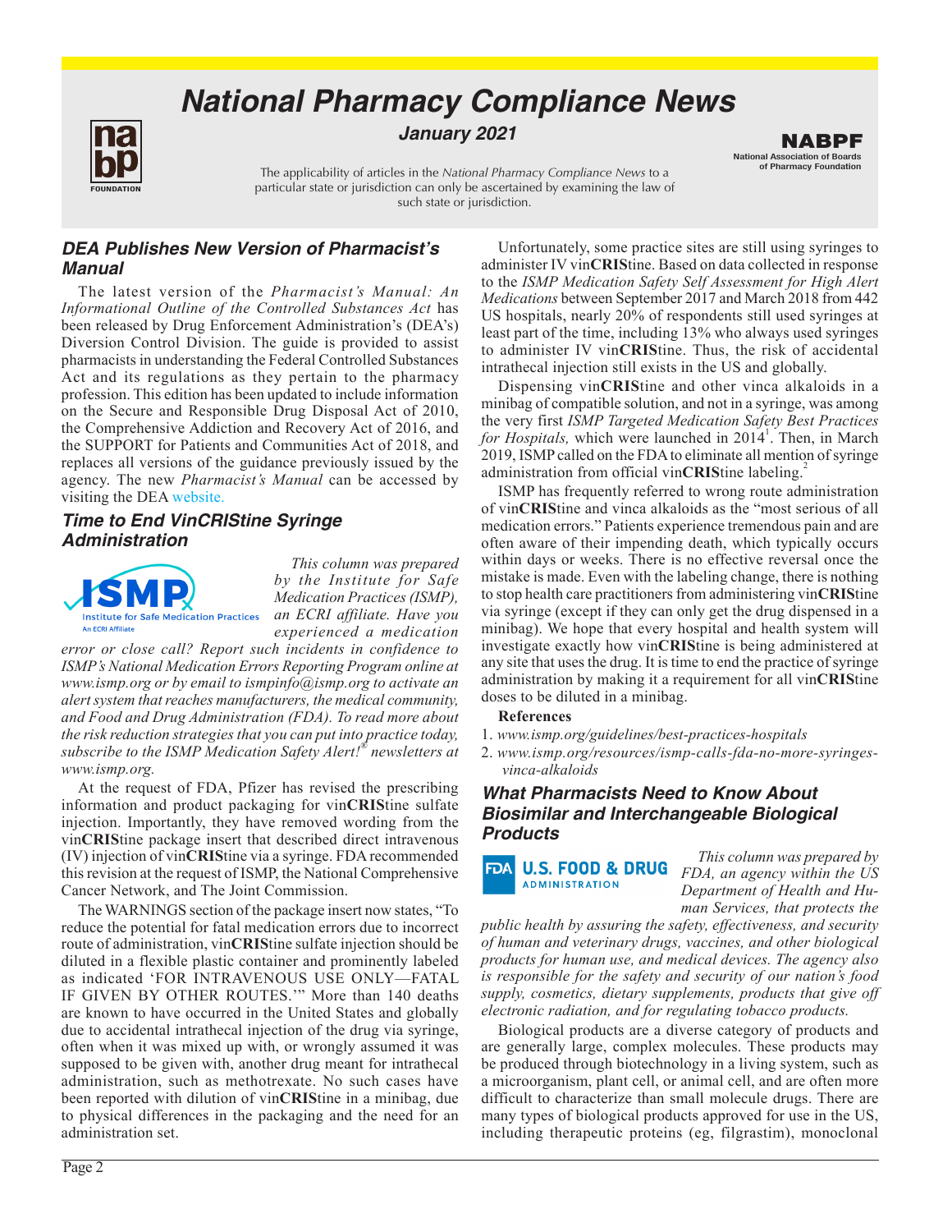# National Pharmacy Compliance News

*January 2021*

The applicability of articles in the *National Pharmacy Compliance News* to a particular state or jurisdiction can only be ascertained by examining the law of such state or jurisdiction.

## DEA Publishes New Version of Pharmacist's Manual

The latest version of the *Pharmacist's Manual: An Informational Outline of the Controlled Substances Act* has been released by Drug Enforcement Administration's (DEA's) Diversion Control Division. The guide is provided to assist pharmacists in understanding the Federal Controlled Substances Act and its regulations as they pertain to the pharmacy profession. This edition has been updated to include information on the Secure and Responsible Drug Disposal Act of 2010, the Comprehensive Addiction and Recovery Act of 2016, and the SUPPORT for Patients and Communities Act of 2018, and replaces all versions of the guidance previously issued by the agency. The new *Pharmacist's Manual* can be accessed by visiting the DEA website.

## Time to End VinCRIStine Syringe Administration

*This column was prepared by the Institute for Safe Medication Practices (ISMP), an ECRI affiliate. Have you experienced a medication error or close call? Report such incidents in confidence to ISMP's National Medication Errors Reporting Program online at www.ismp.org or by email to ismpinfo@ismp.org to activate an alert system that reaches manufacturers, the medical community, and Food and Drug Administration (FDA). To read more about the risk reduction strategies that you can put into practice today, subscribe to the ISMP Medication Safety Alert!® newsletters at www.ismp.org.*

At the request of FDA, Pfizer has revised the prescribing information and product packaging for vin**CRIS**tine sulfate injection. Importantly, they have removed wording from the vin**CRIS**tine package insert that described direct intravenous (IV) injection of vin**CRIS**tine via a syringe. FDA recommended this revision at the request of ISMP, the National Comprehensive Cancer Network, and The Joint Commission.

The WARNINGS section of the package insert now states, "To reduce the potential for fatal medication errors due to incorrect route of administration, vin**CRIS**tine sulfate injection should be diluted in a flexible plastic container and prominently labeled as indicated 'FOR INTRAVENOUS USE ONLY—FATAL IF GIVEN BY OTHER ROUTES.'" More than 140 deaths are known to have occurred in the United States and globally due to accidental intrathecal injection of the drug via syringe, often when it was mixed up with, or wrongly assumed it was supposed to be given with, another drug meant for intrathecal administration, such as methotrexate. No such cases have been reported with dilution of vin**CRIS**tine in a minibag, due to physical differences in the packaging and the need for an administration set.

Unfortunately, some practice sites are still using syringes to administer IV vin**CRIS**tine. Based on data collected in response to the *ISMP Medication Safety Self Assessment for High Alert Medications* between September 2017 and March 2018 from 442 US hospitals, nearly 20% of respondents still used syringes at least part of the time, including 13% who always used syringes to administer IV vin**CRIS**tine. Thus, the risk of accidental intrathecal injection still exists in the US and globally.

Dispensing vin**CRIS**tine and other vinca alkaloids in a minibag of compatible solution, and not in a syringe, was among the very first *ISMP Targeted Medication Safety Best Practices for Hospitals,* which were launched in 2014[1]. Then, in March 2019, ISMP called on the FDA to eliminate all mention of syringe administration from official vin**CRIS**tine labeling.[2]

ISMP has frequently referred to wrong route administration of vin**CRIS**tine and vinca alkaloids as the "most serious of all medication errors." Patients experience tremendous pain and are often aware of their impending death, which typically occurs within days or weeks. There is no effective reversal once the mistake is made. Even with the labeling change, there is nothing to stop health care practitioners from administering vin**CRIS**tine via syringe (except if they can only get the drug dispensed in a minibag). We hope that every hospital and health system will investigate exactly how vin**CRIS**tine is being administered at any site that uses the drug. It is time to end the practice of syringe administration by making it a requirement for all vin**CRIS**tine doses to be diluted in a minibag.

**References**

1. *www.ismp.org/guidelines/best-practices-hospitals*
2. *www.ismp.org/resources/ismp-calls-fda-no-more-syringes-vinca-alkaloids*

## What Pharmacists Need to Know About Biosimilar and Interchangeable Biological Products

*This column was prepared by FDA, an agency within the US Department of Health and Human Services, that protects the public health by assuring the safety, effectiveness, and security of human and veterinary drugs, vaccines, and other biological products for human use, and medical devices. The agency also is responsible for the safety and security of our nation's food supply, cosmetics, dietary supplements, products that give off electronic radiation, and for regulating tobacco products.*

Biological products are a diverse category of products and are generally large, complex molecules. These products may be produced through biotechnology in a living system, such as a microorganism, plant cell, or animal cell, and are often more difficult to characterize than small molecule drugs. There are many types of biological products approved for use in the US, including therapeutic proteins (eg, filgrastim), monoclonal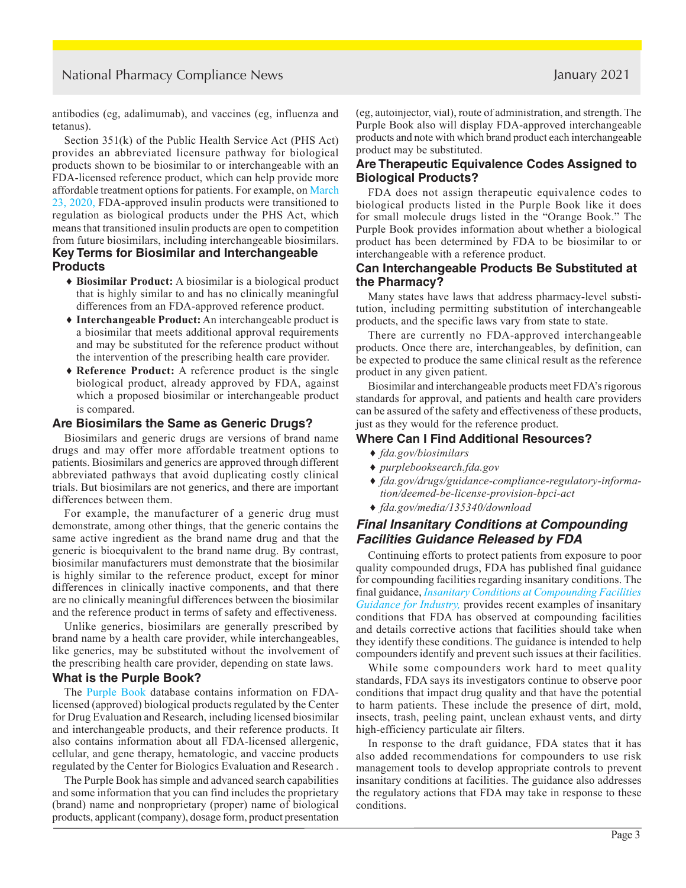antibodies (eg, adalimumab), and vaccines (eg, influenza and tetanus).

Section 351(k) of the Public Health Service Act (PHS Act) provides an abbreviated licensure pathway for biological products shown to be biosimilar to or interchangeable with an FDA-licensed reference product, which can help provide more affordable treatment options for patients. For example, on March 23, 2020, FDA-approved insulin products were transitioned to regulation as biological products under the PHS Act, which means that transitioned insulin products are open to competition from future biosimilars, including interchangeable biosimilars.

### Key Terms for Biosimilar and Interchangeable Products

- **Biosimilar Product:** A biosimilar is a biological product that is highly similar to and has no clinically meaningful differences from an FDA-approved reference product.
- **Interchangeable Product:** An interchangeable product is a biosimilar that meets additional approval requirements and may be substituted for the reference product without the intervention of the prescribing health care provider.
- **Reference Product:** A reference product is the single biological product, already approved by FDA, against which a proposed biosimilar or interchangeable product is compared.

### Are Biosimilars the Same as Generic Drugs?

Biosimilars and generic drugs are versions of brand name drugs and may offer more affordable treatment options to patients. Biosimilars and generics are approved through different abbreviated pathways that avoid duplicating costly clinical trials. But biosimilars are not generics, and there are important differences between them.

For example, the manufacturer of a generic drug must demonstrate, among other things, that the generic contains the same active ingredient as the brand name drug and that the generic is bioequivalent to the brand name drug. By contrast, biosimilar manufacturers must demonstrate that the biosimilar is highly similar to the reference product, except for minor differences in clinically inactive components, and that there are no clinically meaningful differences between the biosimilar and the reference product in terms of safety and effectiveness.

Unlike generics, biosimilars are generally prescribed by brand name by a health care provider, while interchangeables, like generics, may be substituted without the involvement of the prescribing health care provider, depending on state laws.

### What is the Purple Book?

The Purple Book database contains information on FDA-licensed (approved) biological products regulated by the Center for Drug Evaluation and Research, including licensed biosimilar and interchangeable products, and their reference products. It also contains information about all FDA-licensed allergenic, cellular, and gene therapy, hematologic, and vaccine products regulated by the Center for Biologics Evaluation and Research .

The Purple Book has simple and advanced search capabilities and some information that you can find includes the proprietary (brand) name and nonproprietary (proper) name of biological products, applicant (company), dosage form, product presentation (eg, autoinjector, vial), route of administration, and strength. The Purple Book also will display FDA-approved interchangeable products and note with which brand product each interchangeable product may be substituted.

### Are Therapeutic Equivalence Codes Assigned to Biological Products?

FDA does not assign therapeutic equivalence codes to biological products listed in the Purple Book like it does for small molecule drugs listed in the "Orange Book." The Purple Book provides information about whether a biological product has been determined by FDA to be biosimilar to or interchangeable with a reference product.

### Can Interchangeable Products Be Substituted at the Pharmacy?

Many states have laws that address pharmacy-level substitution, including permitting substitution of interchangeable products, and the specific laws vary from state to state.

There are currently no FDA-approved interchangeable products. Once there are, interchangeables, by definition, can be expected to produce the same clinical result as the reference product in any given patient.

Biosimilar and interchangeable products meet FDA's rigorous standards for approval, and patients and health care providers can be assured of the safety and effectiveness of these products, just as they would for the reference product.

### Where Can I Find Additional Resources?

- *fda.gov/biosimilars*
- *purplebooksearch.fda.gov*
- *fda.gov/drugs/guidance-compliance-regulatory-information/deemed-be-license-provision-bpci-act*
- *fda.gov/media/135340/download*

## *Final Insanitary Conditions at Compounding Facilities Guidance Released by FDA*

Continuing efforts to protect patients from exposure to poor quality compounded drugs, FDA has published final guidance for compounding facilities regarding insanitary conditions. The final guidance, *Insanitary Conditions at Compounding Facilities Guidance for Industry,* provides recent examples of insanitary conditions that FDA has observed at compounding facilities and details corrective actions that facilities should take when they identify these conditions. The guidance is intended to help compounders identify and prevent such issues at their facilities.

While some compounders work hard to meet quality standards, FDA says its investigators continue to observe poor conditions that impact drug quality and that have the potential to harm patients. These include the presence of dirt, mold, insects, trash, peeling paint, unclean exhaust vents, and dirty high-efficiency particulate air filters.

In response to the draft guidance, FDA states that it has also added recommendations for compounders to use risk management tools to develop appropriate controls to prevent insanitary conditions at facilities. The guidance also addresses the regulatory actions that FDA may take in response to these conditions.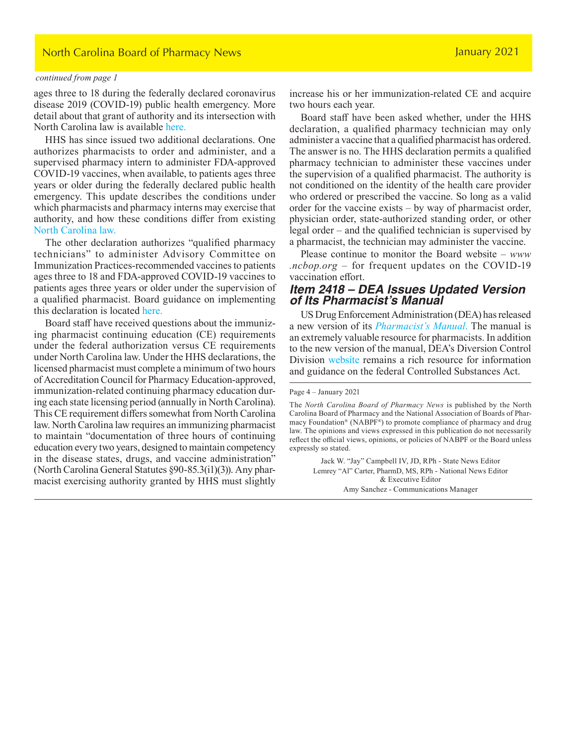*continued from page 1*

ages three to 18 during the federally declared coronavirus disease 2019 (COVID-19) public health emergency. More detail about that grant of authority and its intersection with North Carolina law is available here.

HHS has since issued two additional declarations. One authorizes pharmacists to order and administer, and a supervised pharmacy intern to administer FDA-approved COVID-19 vaccines, when available, to patients ages three years or older during the federally declared public health emergency. This update describes the conditions under which pharmacists and pharmacy interns may exercise that authority, and how these conditions differ from existing North Carolina law.

The other declaration authorizes "qualified pharmacy technicians" to administer Advisory Committee on Immunization Practices-recommended vaccines to patients ages three to 18 and FDA-approved COVID-19 vaccines to patients ages three years or older under the supervision of a qualified pharmacist. Board guidance on implementing this declaration is located here.

Board staff have received questions about the immunizing pharmacist continuing education (CE) requirements under the federal authorization versus CE requirements under North Carolina law. Under the HHS declarations, the licensed pharmacist must complete a minimum of two hours of Accreditation Council for Pharmacy Education-approved, immunization-related continuing pharmacy education during each state licensing period (annually in North Carolina). This CE requirement differs somewhat from North Carolina law. North Carolina law requires an immunizing pharmacist to maintain "documentation of three hours of continuing education every two years, designed to maintain competency in the disease states, drugs, and vaccine administration" (North Carolina General Statutes §90-85.3(i1)(3)). Any pharmacist exercising authority granted by HHS must slightly increase his or her immunization-related CE and acquire two hours each year.

Board staff have been asked whether, under the HHS declaration, a qualified pharmacy technician may only administer a vaccine that a qualified pharmacist has ordered. The answer is no. The HHS declaration permits a qualified pharmacy technician to administer these vaccines under the supervision of a qualified pharmacist. The authority is not conditioned on the identity of the health care provider who ordered or prescribed the vaccine. So long as a valid order for the vaccine exists – by way of pharmacist order, physician order, state-authorized standing order, or other legal order – and the qualified technician is supervised by a pharmacist, the technician may administer the vaccine.

Please continue to monitor the Board website – *www.ncbop.org* – for frequent updates on the COVID-19 vaccination effort.

## Item 2418 – DEA Issues Updated Version of Its Pharmacist's Manual

US Drug Enforcement Administration (DEA) has released a new version of its *Pharmacist's Manual*. The manual is an extremely valuable resource for pharmacists. In addition to the new version of the manual, DEA's Diversion Control Division website remains a rich resource for information and guidance on the federal Controlled Substances Act.

---

Page 4 – January 2021

The *North Carolina Board of Pharmacy News* is published by the North Carolina Board of Pharmacy and the National Association of Boards of Pharmacy Foundation® (NABPF®) to promote compliance of pharmacy and drug law. The opinions and views expressed in this publication do not necessarily reflect the official views, opinions, or policies of NABPF or the Board unless expressly so stated.

Jack W. "Jay" Campbell IV, JD, RPh - State News Editor
Lemrey "Al" Carter, PharmD, MS, RPh - National News Editor & Executive Editor
Amy Sanchez - Communications Manager